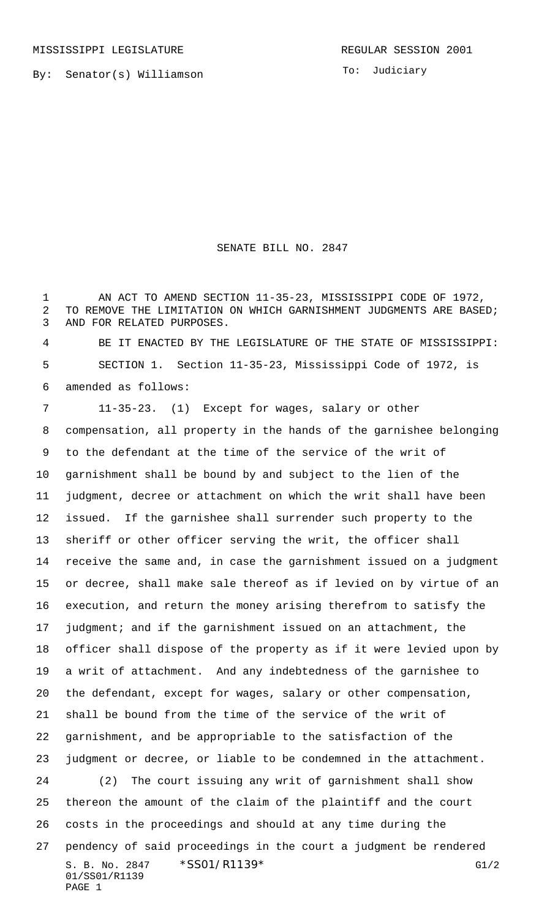MISSISSIPPI LEGISLATURE REGULAR SESSION 2001

By: Senator(s) Williamson

To: Judiciary

# SENATE BILL NO. 2847

AN ACT TO AMEND SECTION 11-35-23, MISSISSIPPI CODE OF 1972, TO REMOVE THE LIMITATION ON WHICH GARNISHMENT JUDGMENTS ARE BASED; AND FOR RELATED PURPOSES.

BE IT ENACTED BY THE LEGISLATURE OF THE STATE OF MISSISSIPPI:

SECTION 1. Section 11-35-23, Mississippi Code of 1972, is amended as follows:

11-35-23. (1) Except for wages, salary or other compensation, all property in the hands of the garnishee belonging to the defendant at the time of the service of the writ of garnishment shall be bound by and subject to the lien of the judgment, decree or attachment on which the writ shall have been issued. If the garnishee shall surrender such property to the sheriff or other officer serving the writ, the officer shall receive the same and, in case the garnishment issued on a judgment or decree, shall make sale thereof as if levied on by virtue of an execution, and return the money arising therefrom to satisfy the judgment; and if the garnishment issued on an attachment, the officer shall dispose of the property as if it were levied upon by a writ of attachment. And any indebtedness of the garnishee to the defendant, except for wages, salary or other compensation, shall be bound from the time of the service of the writ of garnishment, and be appropriable to the satisfaction of the judgment or decree, or liable to be condemned in the attachment.

(2) The court issuing any writ of garnishment shall show thereon the amount of the claim of the plaintiff and the court costs in the proceedings and should at any time during the pendency of said proceedings in the court a judgment be rendered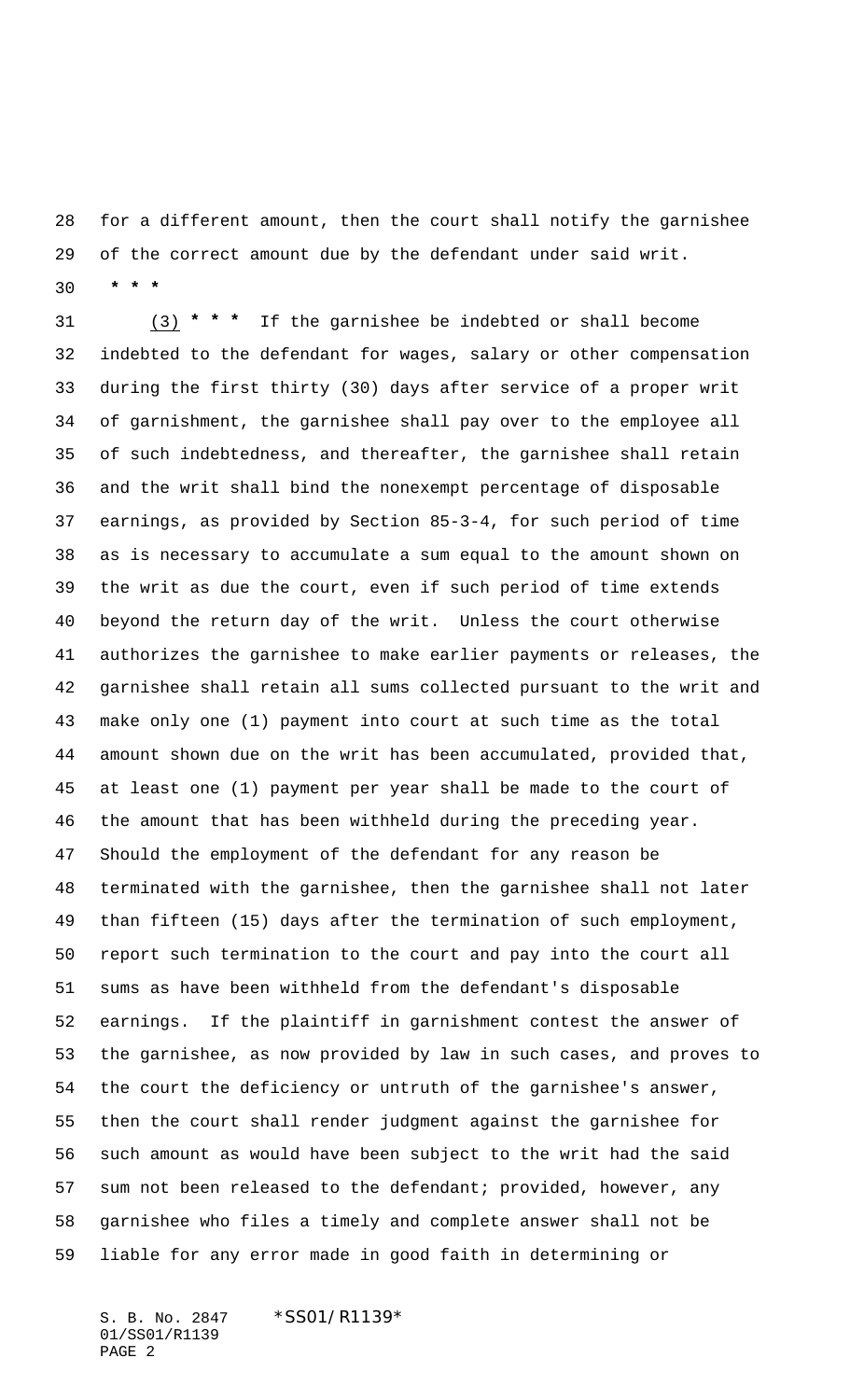for a different amount, then the court shall notify the garnishee of the correct amount due by the defendant under said writ.

* * *

(3) * * * If the garnishee be indebted or shall become indebted to the defendant for wages, salary or other compensation during the first thirty (30) days after service of a proper writ of garnishment, the garnishee shall pay over to the employee all of such indebtedness, and thereafter, the garnishee shall retain and the writ shall bind the nonexempt percentage of disposable earnings, as provided by Section 85-3-4, for such period of time as is necessary to accumulate a sum equal to the amount shown on the writ as due the court, even if such period of time extends beyond the return day of the writ. Unless the court otherwise authorizes the garnishee to make earlier payments or releases, the garnishee shall retain all sums collected pursuant to the writ and make only one (1) payment into court at such time as the total amount shown due on the writ has been accumulated, provided that, at least one (1) payment per year shall be made to the court of the amount that has been withheld during the preceding year. Should the employment of the defendant for any reason be terminated with the garnishee, then the garnishee shall not later than fifteen (15) days after the termination of such employment, report such termination to the court and pay into the court all sums as have been withheld from the defendant's disposable earnings. If the plaintiff in garnishment contest the answer of the garnishee, as now provided by law in such cases, and proves to the court the deficiency or untruth of the garnishee's answer, then the court shall render judgment against the garnishee for such amount as would have been subject to the writ had the said sum not been released to the defendant; provided, however, any garnishee who files a timely and complete answer shall not be liable for any error made in good faith in determining or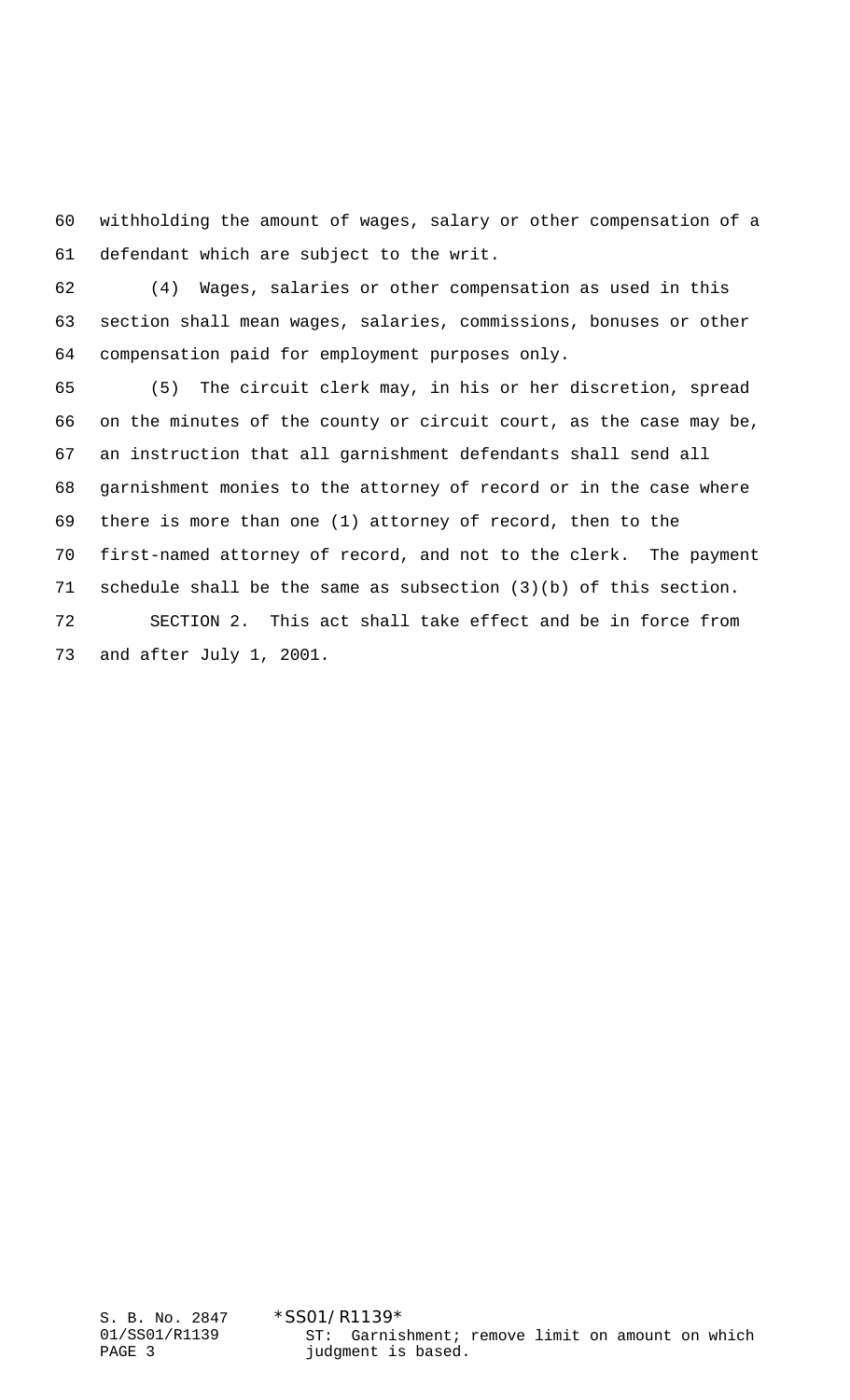withholding the amount of wages, salary or other compensation of a defendant which are subject to the writ.

(4) Wages, salaries or other compensation as used in this section shall mean wages, salaries, commissions, bonuses or other compensation paid for employment purposes only.

(5) The circuit clerk may, in his or her discretion, spread on the minutes of the county or circuit court, as the case may be, an instruction that all garnishment defendants shall send all garnishment monies to the attorney of record or in the case where there is more than one (1) attorney of record, then to the first-named attorney of record, and not to the clerk. The payment schedule shall be the same as subsection (3)(b) of this section.

SECTION 2. This act shall take effect and be in force from and after July 1, 2001.